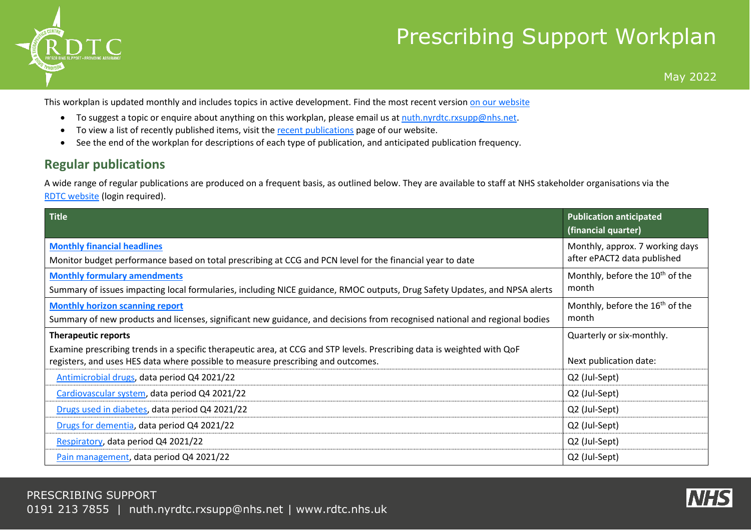# Prescribing Support Workplan

May 2022

This workplan is updated monthly and includes topics in active development. Find the most recent version on our website

- To suggest a topic or enquire about anything on this workplan, please email us at nuth.nyrdtc.rxsupp@nhs.net.
- To view a list of recently published items, visit the recent publications page of our website.
- See the end of the workplan for descriptions of each type of publication, and anticipated publication frequency.

## Regular publications

A wide range of regular publications are produced on a frequent basis, as outlined below. They are available to staff at NHS stakeholder organisations via the RDTC website (login required).

| Title | Publication anticipated (financial quarter) |
|---|---|
| **Monthly financial headlines**<br>Monitor budget performance based on total prescribing at CCG and PCN level for the financial year to date | Monthly, approx. 7 working days after ePACT2 data published |
| **Monthly formulary amendments**<br>Summary of issues impacting local formularies, including NICE guidance, RMOC outputs, Drug Safety Updates, and NPSA alerts | Monthly, before the 10th of the month |
| **Monthly horizon scanning report**<br>Summary of new products and licenses, significant new guidance, and decisions from recognised national and regional bodies | Monthly, before the 16th of the month |
| **Therapeutic reports**<br>Examine prescribing trends in a specific therapeutic area, at CCG and STP levels. Prescribing data is weighted with QoF registers, and uses HES data where possible to measure prescribing and outcomes. | Quarterly or six-monthly.<br><br>Next publication date: |
| Antimicrobial drugs, data period Q4 2021/22 | Q2 (Jul-Sept) |
| Cardiovascular system, data period Q4 2021/22 | Q2 (Jul-Sept) |
| Drugs used in diabetes, data period Q4 2021/22 | Q2 (Jul-Sept) |
| Drugs for dementia, data period Q4 2021/22 | Q2 (Jul-Sept) |
| Respiratory, data period Q4 2021/22 | Q2 (Jul-Sept) |
| Pain management, data period Q4 2021/22 | Q2 (Jul-Sept) |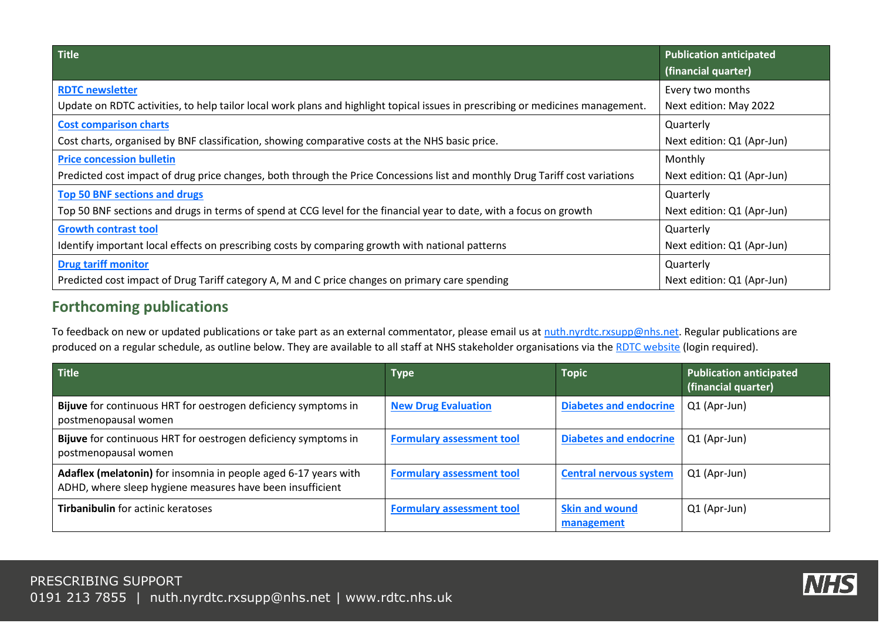| Title | Publication anticipated (financial quarter) |
| --- | --- |
| **RDTC newsletter**<br>Update on RDTC activities, to help tailor local work plans and highlight topical issues in prescribing or medicines management. | Every two months<br>Next edition: May 2022 |
| **Cost comparison charts**<br>Cost charts, organised by BNF classification, showing comparative costs at the NHS basic price. | Quarterly<br>Next edition: Q1 (Apr-Jun) |
| **Price concession bulletin**<br>Predicted cost impact of drug price changes, both through the Price Concessions list and monthly Drug Tariff cost variations | Monthly<br>Next edition: Q1 (Apr-Jun) |
| **Top 50 BNF sections and drugs**<br>Top 50 BNF sections and drugs in terms of spend at CCG level for the financial year to date, with a focus on growth | Quarterly<br>Next edition: Q1 (Apr-Jun) |
| **Growth contrast tool**<br>Identify important local effects on prescribing costs by comparing growth with national patterns | Quarterly<br>Next edition: Q1 (Apr-Jun) |
| **Drug tariff monitor**<br>Predicted cost impact of Drug Tariff category A, M and C price changes on primary care spending | Quarterly<br>Next edition: Q1 (Apr-Jun) |

## Forthcoming publications

To feedback on new or updated publications or take part as an external commentator, please email us at nuth.nyrdtc.rxsupp@nhs.net. Regular publications are produced on a regular schedule, as outline below. They are available to all staff at NHS stakeholder organisations via the RDTC website (login required).

| Title | Type | Topic | Publication anticipated (financial quarter) |
| --- | --- | --- | --- |
| **Bijuve** for continuous HRT for oestrogen deficiency symptoms in postmenopausal women | **New Drug Evaluation** | **Diabetes and endocrine** | Q1 (Apr-Jun) |
| **Bijuve** for continuous HRT for oestrogen deficiency symptoms in postmenopausal women | **Formulary assessment tool** | **Diabetes and endocrine** | Q1 (Apr-Jun) |
| **Adaflex (melatonin)** for insomnia in people aged 6-17 years with ADHD, where sleep hygiene measures have been insufficient | **Formulary assessment tool** | **Central nervous system** | Q1 (Apr-Jun) |
| **Tirbanibulin** for actinic keratoses | **Formulary assessment tool** | **Skin and wound management** | Q1 (Apr-Jun) |

PRESCRIBING SUPPORT
0191 213 7855 | nuth.nyrdtc.rxsupp@nhs.net | www.rdtc.nhs.uk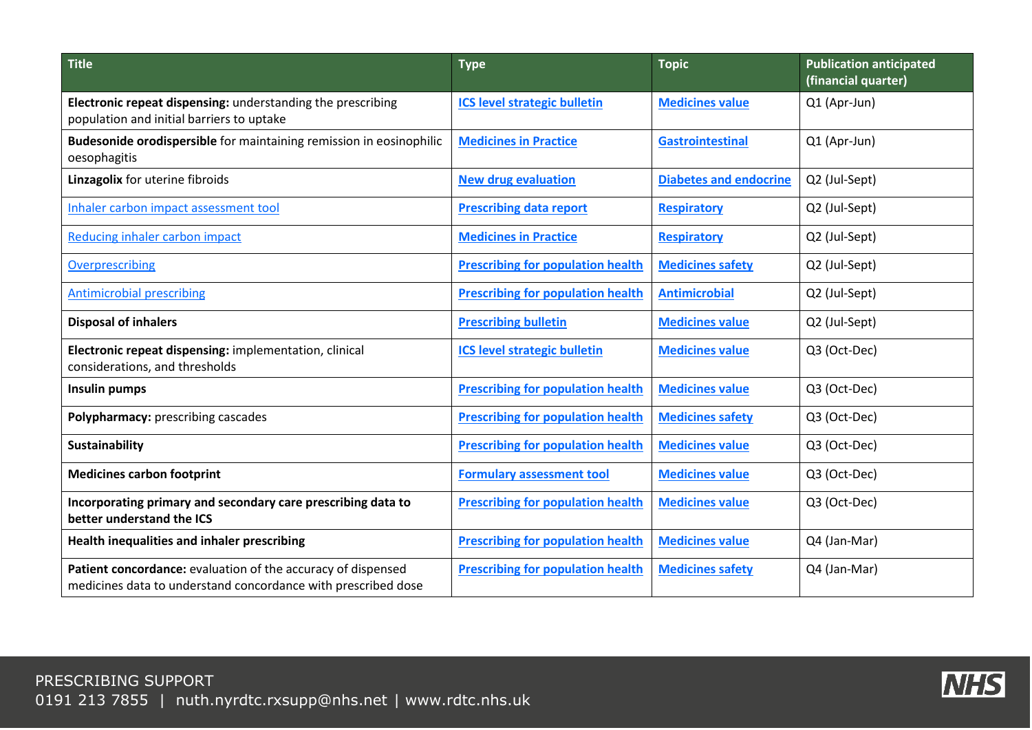| Title | Type | Topic | Publication anticipated (financial quarter) |
|---|---|---|---|
| **Electronic repeat dispensing:** understanding the prescribing population and initial barriers to uptake | ICS level strategic bulletin | Medicines value | Q1 (Apr-Jun) |
| **Budesonide orodispersible** for maintaining remission in eosinophilic oesophagitis | Medicines in Practice | Gastrointestinal | Q1 (Apr-Jun) |
| **Linzagolix** for uterine fibroids | New drug evaluation | Diabetes and endocrine | Q2 (Jul-Sept) |
| Inhaler carbon impact assessment tool | Prescribing data report | Respiratory | Q2 (Jul-Sept) |
| Reducing inhaler carbon impact | Medicines in Practice | Respiratory | Q2 (Jul-Sept) |
| Overprescribing | Prescribing for population health | Medicines safety | Q2 (Jul-Sept) |
| Antimicrobial prescribing | Prescribing for population health | Antimicrobial | Q2 (Jul-Sept) |
| **Disposal of inhalers** | Prescribing bulletin | Medicines value | Q2 (Jul-Sept) |
| **Electronic repeat dispensing:** implementation, clinical considerations, and thresholds | ICS level strategic bulletin | Medicines value | Q3 (Oct-Dec) |
| **Insulin pumps** | Prescribing for population health | Medicines value | Q3 (Oct-Dec) |
| **Polypharmacy:** prescribing cascades | Prescribing for population health | Medicines safety | Q3 (Oct-Dec) |
| **Sustainability** | Prescribing for population health | Medicines value | Q3 (Oct-Dec) |
| **Medicines carbon footprint** | Formulary assessment tool | Medicines value | Q3 (Oct-Dec) |
| **Incorporating primary and secondary care prescribing data to better understand the ICS** | Prescribing for population health | Medicines value | Q3 (Oct-Dec) |
| **Health inequalities and inhaler prescribing** | Prescribing for population health | Medicines value | Q4 (Jan-Mar) |
| **Patient concordance:** evaluation of the accuracy of dispensed medicines data to understand concordance with prescribed dose | Prescribing for population health | Medicines safety | Q4 (Jan-Mar) |

PRESCRIBING SUPPORT
0191 213 7855 | nuth.nyrdtc.rxsupp@nhs.net | www.rdtc.nhs.uk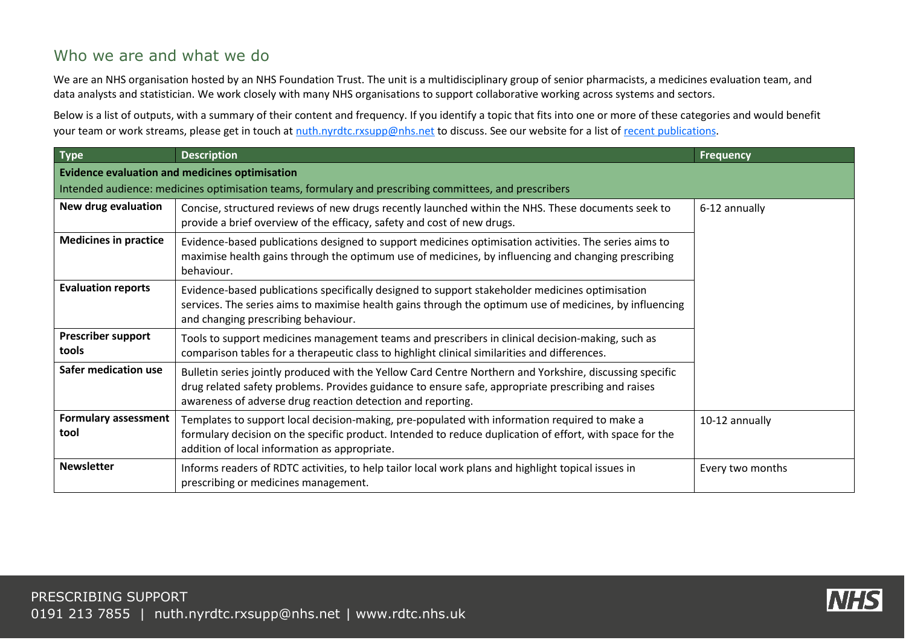## Who we are and what we do

We are an NHS organisation hosted by an NHS Foundation Trust. The unit is a multidisciplinary group of senior pharmacists, a medicines evaluation team, and data analysts and statistician. We work closely with many NHS organisations to support collaborative working across systems and sectors.

Below is a list of outputs, with a summary of their content and frequency. If you identify a topic that fits into one or more of these categories and would benefit your team or work streams, please get in touch at nuth.nyrdtc.rxsupp@nhs.net to discuss. See our website for a list of recent publications.

| Type | Description | Frequency |
|---|---|---|
| **Evidence evaluation and medicines optimisation**<br>Intended audience: medicines optimisation teams, formulary and prescribing committees, and prescribers | | |
| **New drug evaluation** | Concise, structured reviews of new drugs recently launched within the NHS. These documents seek to provide a brief overview of the efficacy, safety and cost of new drugs. | 6-12 annually |
| **Medicines in practice** | Evidence-based publications designed to support medicines optimisation activities. The series aims to maximise health gains through the optimum use of medicines, by influencing and changing prescribing behaviour. | |
| **Evaluation reports** | Evidence-based publications specifically designed to support stakeholder medicines optimisation services. The series aims to maximise health gains through the optimum use of medicines, by influencing and changing prescribing behaviour. | |
| **Prescriber support tools** | Tools to support medicines management teams and prescribers in clinical decision-making, such as comparison tables for a therapeutic class to highlight clinical similarities and differences. | |
| **Safer medication use** | Bulletin series jointly produced with the Yellow Card Centre Northern and Yorkshire, discussing specific drug related safety problems. Provides guidance to ensure safe, appropriate prescribing and raises awareness of adverse drug reaction detection and reporting. | |
| **Formulary assessment tool** | Templates to support local decision-making, pre-populated with information required to make a formulary decision on the specific product. Intended to reduce duplication of effort, with space for the addition of local information as appropriate. | 10-12 annually |
| **Newsletter** | Informs readers of RDTC activities, to help tailor local work plans and highlight topical issues in prescribing or medicines management. | Every two months |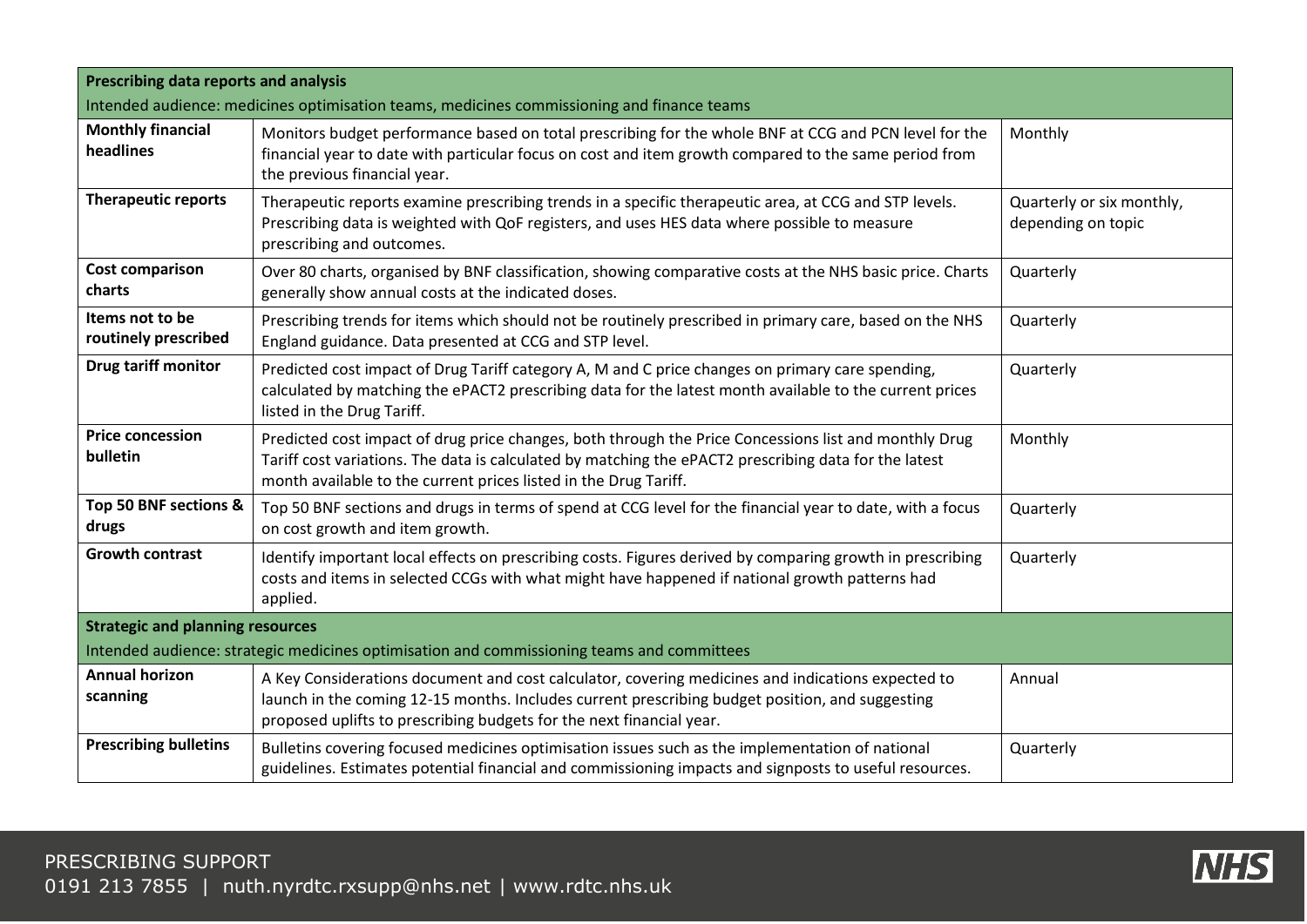| **Prescribing data reports and analysis**<br>Intended audience: medicines optimisation teams, medicines commissioning and finance teams | | |
|---|---|---|
| **Monthly financial headlines** | Monitors budget performance based on total prescribing for the whole BNF at CCG and PCN level for the financial year to date with particular focus on cost and item growth compared to the same period from the previous financial year. | Monthly |
| **Therapeutic reports** | Therapeutic reports examine prescribing trends in a specific therapeutic area, at CCG and STP levels. Prescribing data is weighted with QoF registers, and uses HES data where possible to measure prescribing and outcomes. | Quarterly or six monthly, depending on topic |
| **Cost comparison charts** | Over 80 charts, organised by BNF classification, showing comparative costs at the NHS basic price. Charts generally show annual costs at the indicated doses. | Quarterly |
| **Items not to be routinely prescribed** | Prescribing trends for items which should not be routinely prescribed in primary care, based on the NHS England guidance. Data presented at CCG and STP level. | Quarterly |
| **Drug tariff monitor** | Predicted cost impact of Drug Tariff category A, M and C price changes on primary care spending, calculated by matching the ePACT2 prescribing data for the latest month available to the current prices listed in the Drug Tariff. | Quarterly |
| **Price concession bulletin** | Predicted cost impact of drug price changes, both through the Price Concessions list and monthly Drug Tariff cost variations. The data is calculated by matching the ePACT2 prescribing data for the latest month available to the current prices listed in the Drug Tariff. | Monthly |
| **Top 50 BNF sections & drugs** | Top 50 BNF sections and drugs in terms of spend at CCG level for the financial year to date, with a focus on cost growth and item growth. | Quarterly |
| **Growth contrast** | Identify important local effects on prescribing costs. Figures derived by comparing growth in prescribing costs and items in selected CCGs with what might have happened if national growth patterns had applied. | Quarterly |
| **Strategic and planning resources**<br>Intended audience: strategic medicines optimisation and commissioning teams and committees | | |
| **Annual horizon scanning** | A Key Considerations document and cost calculator, covering medicines and indications expected to launch in the coming 12-15 months. Includes current prescribing budget position, and suggesting proposed uplifts to prescribing budgets for the next financial year. | Annual |
| **Prescribing bulletins** | Bulletins covering focused medicines optimisation issues such as the implementation of national guidelines. Estimates potential financial and commissioning impacts and signposts to useful resources. | Quarterly |

PRESCRIBING SUPPORT
0191 213 7855 | nuth.nyrdtc.rxsupp@nhs.net | www.rdtc.nhs.uk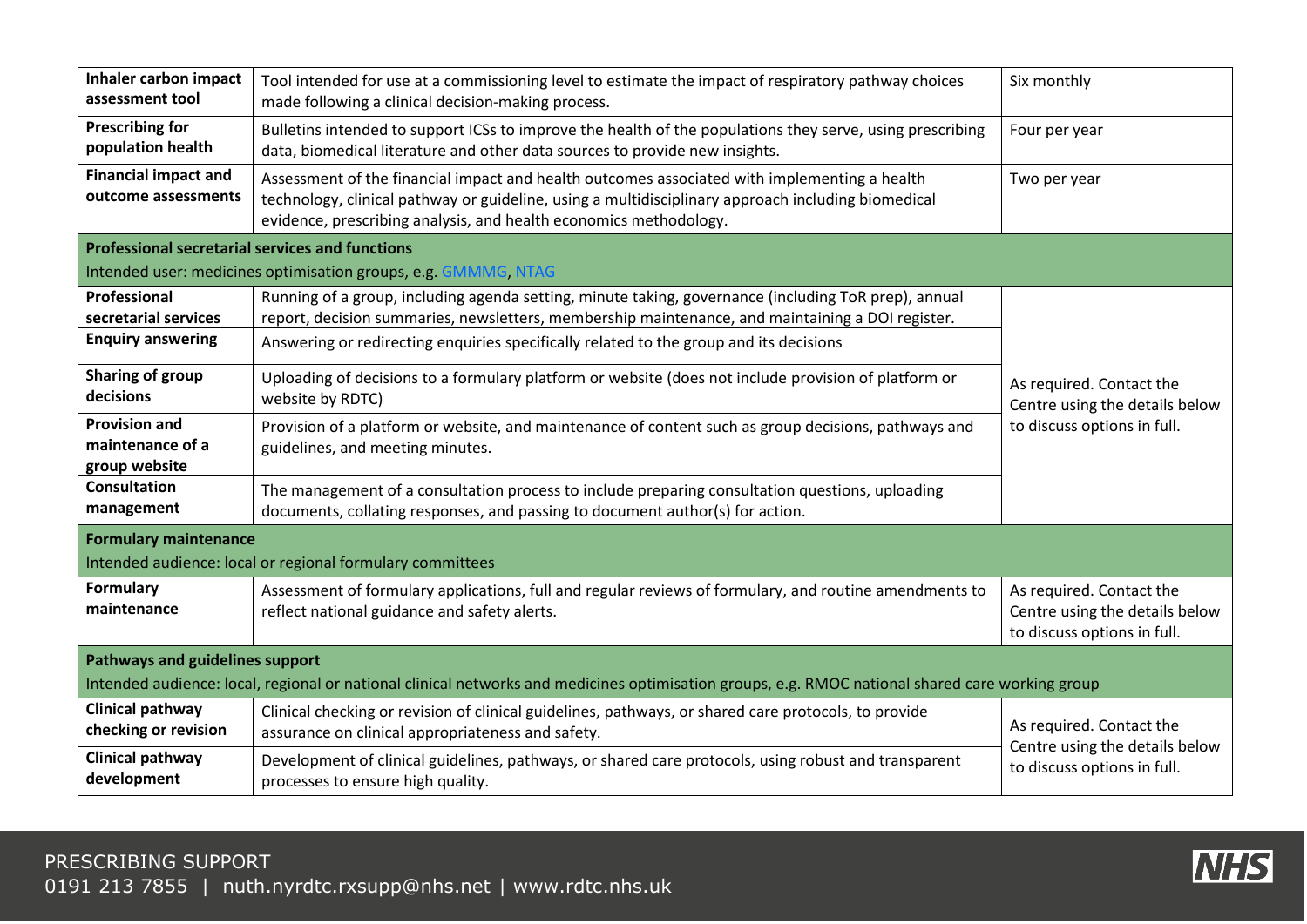| | | |
|---|---|---|
| **Inhaler carbon impact assessment tool** | Tool intended for use at a commissioning level to estimate the impact of respiratory pathway choices made following a clinical decision-making process. | Six monthly |
| **Prescribing for population health** | Bulletins intended to support ICSs to improve the health of the populations they serve, using prescribing data, biomedical literature and other data sources to provide new insights. | Four per year |
| **Financial impact and outcome assessments** | Assessment of the financial impact and health outcomes associated with implementing a health technology, clinical pathway or guideline, using a multidisciplinary approach including biomedical evidence, prescribing analysis, and health economics methodology. | Two per year |
| **Professional secretarial services and functions**<br>Intended user: medicines optimisation groups, e.g. GMMMG, NTAG | | |
| **Professional secretarial services** | Running of a group, including agenda setting, minute taking, governance (including ToR prep), annual report, decision summaries, newsletters, membership maintenance, and maintaining a DOI register. | As required. Contact the Centre using the details below to discuss options in full. |
| **Enquiry answering** | Answering or redirecting enquiries specifically related to the group and its decisions | |
| **Sharing of group decisions** | Uploading of decisions to a formulary platform or website (does not include provision of platform or website by RDTC) | |
| **Provision and maintenance of a group website** | Provision of a platform or website, and maintenance of content such as group decisions, pathways and guidelines, and meeting minutes. | |
| **Consultation management** | The management of a consultation process to include preparing consultation questions, uploading documents, collating responses, and passing to document author(s) for action. | |
| **Formulary maintenance**<br>Intended audience: local or regional formulary committees | | |
| **Formulary maintenance** | Assessment of formulary applications, full and regular reviews of formulary, and routine amendments to reflect national guidance and safety alerts. | As required. Contact the Centre using the details below to discuss options in full. |
| **Pathways and guidelines support**<br>Intended audience: local, regional or national clinical networks and medicines optimisation groups, e.g. RMOC national shared care working group | | |
| **Clinical pathway checking or revision** | Clinical checking or revision of clinical guidelines, pathways, or shared care protocols, to provide assurance on clinical appropriateness and safety. | As required. Contact the Centre using the details below to discuss options in full. |
| **Clinical pathway development** | Development of clinical guidelines, pathways, or shared care protocols, using robust and transparent processes to ensure high quality. | |

PRESCRIBING SUPPORT
0191 213 7855 | nuth.nyrdtc.rxsupp@nhs.net | www.rdtc.nhs.uk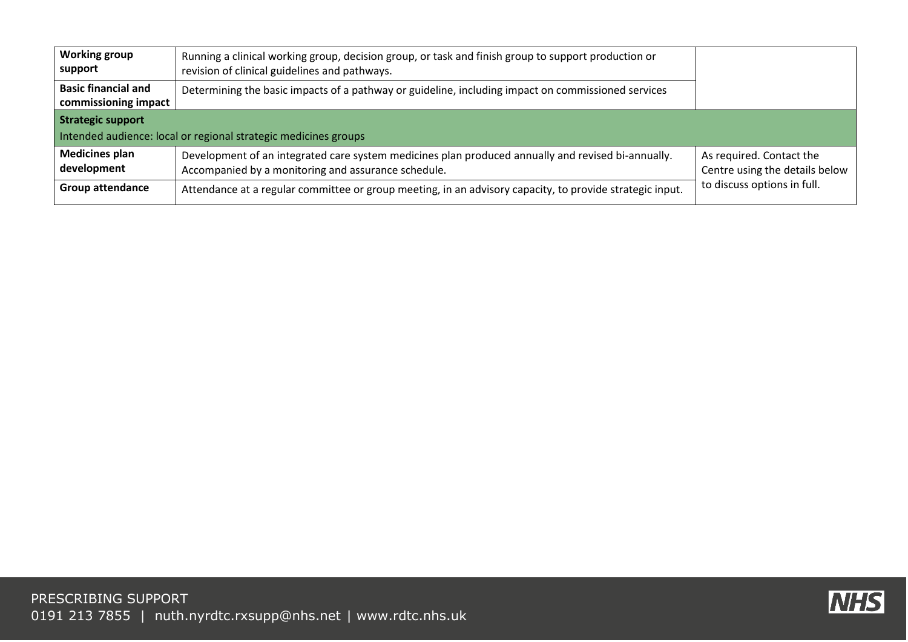| | | |
|---|---|---|
| **Working group support** | Running a clinical working group, decision group, or task and finish group to support production or revision of clinical guidelines and pathways. | |
| **Basic financial and commissioning impact** | Determining the basic impacts of a pathway or guideline, including impact on commissioned services | |
| **Strategic support**<br>Intended audience: local or regional strategic medicines groups | | |
| **Medicines plan development** | Development of an integrated care system medicines plan produced annually and revised bi-annually. Accompanied by a monitoring and assurance schedule. | As required. Contact the Centre using the details below to discuss options in full. |
| **Group attendance** | Attendance at a regular committee or group meeting, in an advisory capacity, to provide strategic input. | |

PRESCRIBING SUPPORT
0191 213 7855 | nuth.nyrdtc.rxsupp@nhs.net | www.rdtc.nhs.uk